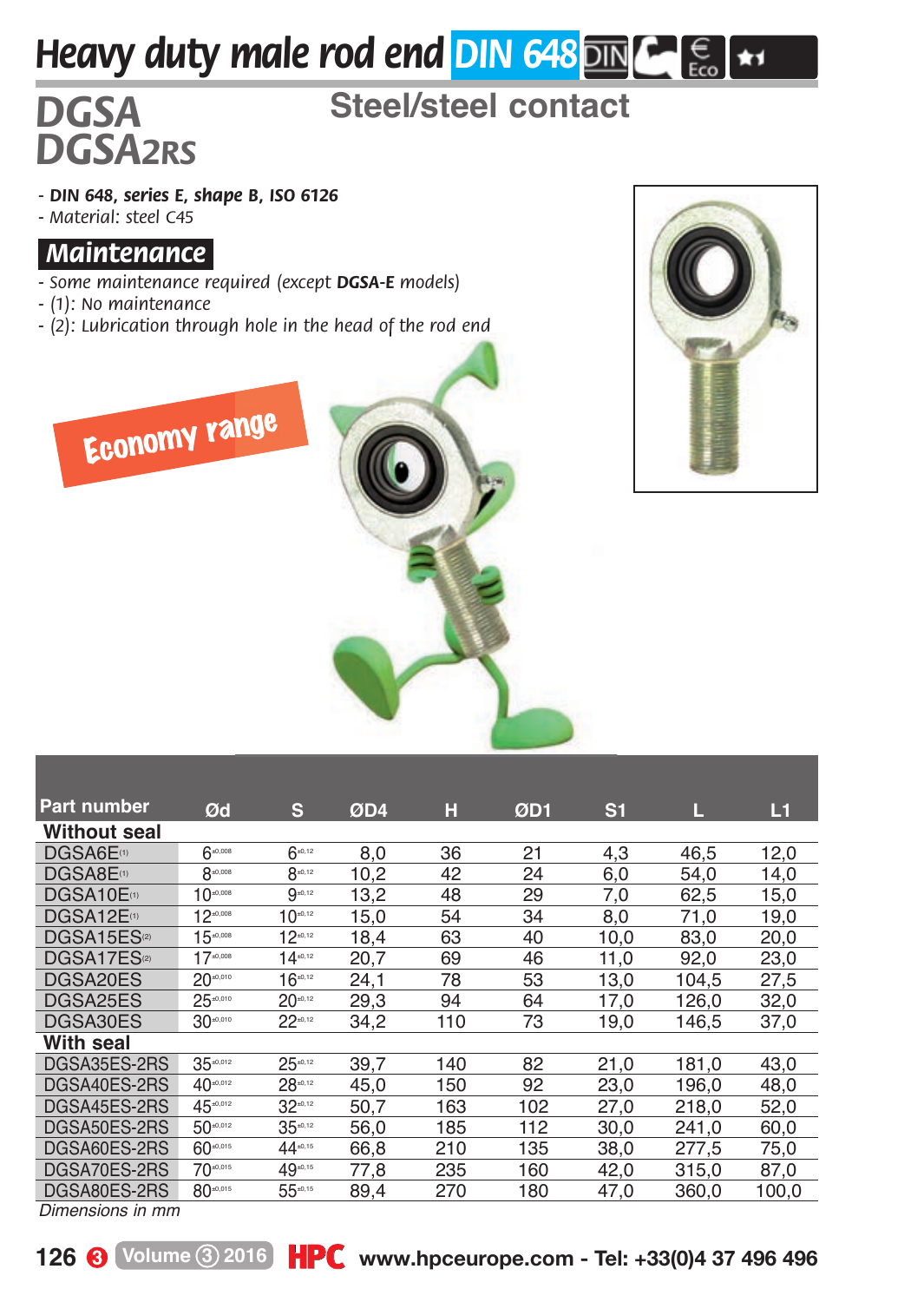# Heavy duty male rod end DIN 648

## DGSA
## DGSA2RS

## Steel/steel contact

- **DIN 648, series E, shape B, ISO 6126**
- Material: steel C45

### Maintenance

- Some maintenance required (except **DGSA-E** models)
- (1): No maintenance
- (2): Lubrication through hole in the head of the rod end

Economy range

| Part number | Ød | S | ØD4 | H | ØD1 | S1 | L | L1 |
|---|---|---|---|---|---|---|---|---|
| **Without seal** | | | | | | | | |
| DGSA6E(1) | $6^{\pm 0{,}008}$ | $6^{\pm 0{,}12}$ | 8,0 | 36 | 21 | 4,3 | 46,5 | 12,0 |
| DGSA8E(1) | $8^{\pm 0{,}008}$ | $8^{\pm 0{,}12}$ | 10,2 | 42 | 24 | 6,0 | 54,0 | 14,0 |
| DGSA10E(1) | $10^{\pm 0{,}008}$ | $9^{\pm 0{,}12}$ | 13,2 | 48 | 29 | 7,0 | 62,5 | 15,0 |
| DGSA12E(1) | $12^{\pm 0{,}008}$ | $10^{\pm 0{,}12}$ | 15,0 | 54 | 34 | 8,0 | 71,0 | 19,0 |
| DGSA15ES(2) | $15^{\pm 0{,}008}$ | $12^{\pm 0{,}12}$ | 18,4 | 63 | 40 | 10,0 | 83,0 | 20,0 |
| DGSA17ES(2) | $17^{\pm 0{,}008}$ | $14^{\pm 0{,}12}$ | 20,7 | 69 | 46 | 11,0 | 92,0 | 23,0 |
| DGSA20ES | $20^{\pm 0{,}010}$ | $16^{\pm 0{,}12}$ | 24,1 | 78 | 53 | 13,0 | 104,5 | 27,5 |
| DGSA25ES | $25^{\pm 0{,}010}$ | $20^{\pm 0{,}12}$ | 29,3 | 94 | 64 | 17,0 | 126,0 | 32,0 |
| DGSA30ES | $30^{\pm 0{,}010}$ | $22^{\pm 0{,}12}$ | 34,2 | 110 | 73 | 19,0 | 146,5 | 37,0 |
| **With seal** | | | | | | | | |
| DGSA35ES-2RS | $35^{\pm 0{,}012}$ | $25^{\pm 0{,}12}$ | 39,7 | 140 | 82 | 21,0 | 181,0 | 43,0 |
| DGSA40ES-2RS | $40^{\pm 0{,}012}$ | $28^{\pm 0{,}12}$ | 45,0 | 150 | 92 | 23,0 | 196,0 | 48,0 |
| DGSA45ES-2RS | $45^{\pm 0{,}012}$ | $32^{\pm 0{,}12}$ | 50,7 | 163 | 102 | 27,0 | 218,0 | 52,0 |
| DGSA50ES-2RS | $50^{\pm 0{,}012}$ | $35^{\pm 0{,}12}$ | 56,0 | 185 | 112 | 30,0 | 241,0 | 60,0 |
| DGSA60ES-2RS | $60^{\pm 0{,}015}$ | $44^{\pm 0{,}15}$ | 66,8 | 210 | 135 | 38,0 | 277,5 | 75,0 |
| DGSA70ES-2RS | $70^{\pm 0{,}015}$ | $49^{\pm 0{,}15}$ | 77,8 | 235 | 160 | 42,0 | 315,0 | 87,0 |
| DGSA80ES-2RS | $80^{\pm 0{,}015}$ | $55^{\pm 0{,}15}$ | 89,4 | 270 | 180 | 47,0 | 360,0 | 100,0 |

*Dimensions in mm*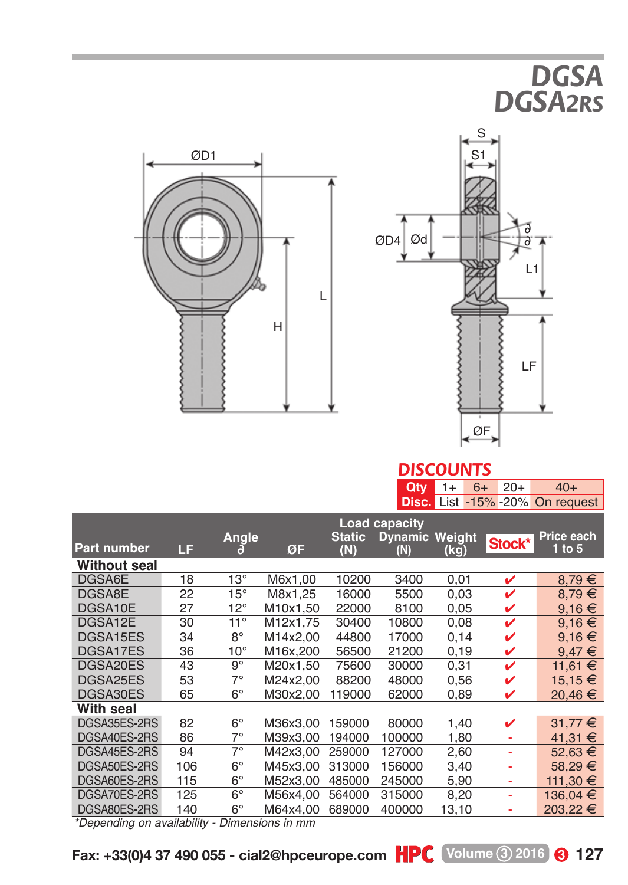# DGSA
# DGSA2RS

ØD1 S S1 ØD4 Ød ∂ ∂ L1 L H LF ØF

## DISCOUNTS

| Qty | 1+ | 6+ | 20+ | 40+ |
|---|---|---|---|---|
| Disc. | List | -15% | -20% | On request |

| Part number | LF | Angle ∂ | ØF | Load capacity Static (N) | Load capacity Dynamic (N) | Weight (kg) | Stock* | Price each 1 to 5 |
|---|---|---|---|---|---|---|---|---|
| **Without seal** | | | | | | | | |
| DGSA6E | 18 | 13° | M6x1,00 | 10200 | 3400 | 0,01 | ✔ | 8,79 € |
| DGSA8E | 22 | 15° | M8x1,25 | 16000 | 5500 | 0,03 | ✔ | 8,79 € |
| DGSA10E | 27 | 12° | M10x1,50 | 22000 | 8100 | 0,05 | ✔ | 9,16 € |
| DGSA12E | 30 | 11° | M12x1,75 | 30400 | 10800 | 0,08 | ✔ | 9,16 € |
| DGSA15ES | 34 | 8° | M14x2,00 | 44800 | 17000 | 0,14 | ✔ | 9,16 € |
| DGSA17ES | 36 | 10° | M16x,200 | 56500 | 21200 | 0,19 | ✔ | 9,47 € |
| DGSA20ES | 43 | 9° | M20x1,50 | 75600 | 30000 | 0,31 | ✔ | 11,61 € |
| DGSA25ES | 53 | 7° | M24x2,00 | 88200 | 48000 | 0,56 | ✔ | 15,15 € |
| DGSA30ES | 65 | 6° | M30x2,00 | 119000 | 62000 | 0,89 | ✔ | 20,46 € |
| **With seal** | | | | | | | | |
| DGSA35ES-2RS | 82 | 6° | M36x3,00 | 159000 | 80000 | 1,40 | ✔ | 31,77 € |
| DGSA40ES-2RS | 86 | 7° | M39x3,00 | 194000 | 100000 | 1,80 | - | 41,31 € |
| DGSA45ES-2RS | 94 | 7° | M42x3,00 | 259000 | 127000 | 2,60 | - | 52,63 € |
| DGSA50ES-2RS | 106 | 6° | M45x3,00 | 313000 | 156000 | 3,40 | - | 58,29 € |
| DGSA60ES-2RS | 115 | 6° | M52x3,00 | 485000 | 245000 | 5,90 | - | 111,30 € |
| DGSA70ES-2RS | 125 | 6° | M56x4,00 | 564000 | 315000 | 8,20 | - | 136,04 € |
| DGSA80ES-2RS | 140 | 6° | M64x4,00 | 689000 | 400000 | 13,10 | - | 203,22 € |

*\*Depending on availability - Dimensions in mm*

Fax: +33(0)4 37 490 055 - cial2@hpceurope.com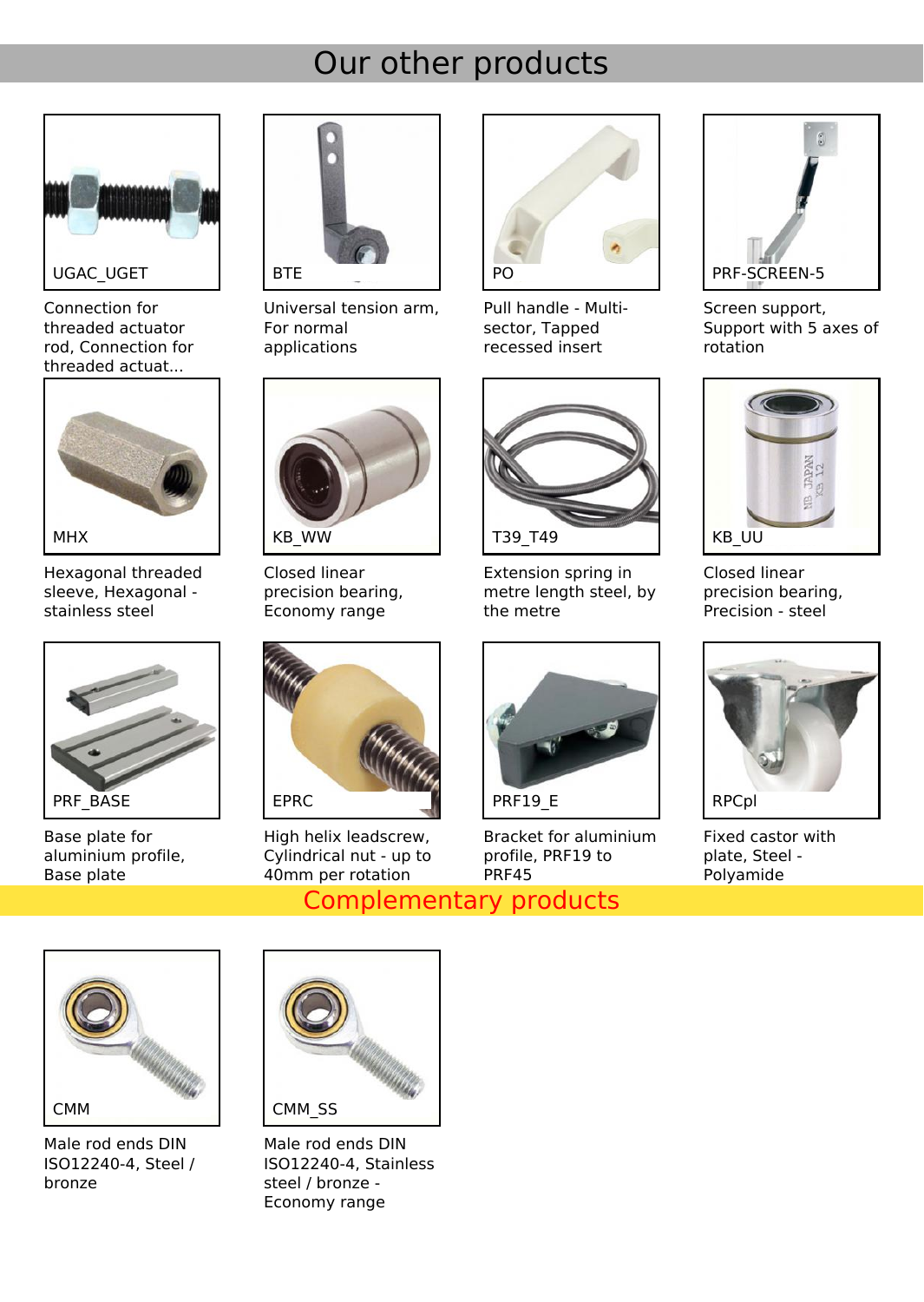# Our other products

UGAC_UGET

Connection for threaded actuator rod, Connection for threaded actuat...

BTE

Universal tension arm, For normal applications

PO

Pull handle - Multi-sector, Tapped recessed insert

PRF-SCREEN-5

Screen support, Support with 5 axes of rotation

MHX

Hexagonal threaded sleeve, Hexagonal - stainless steel

KB_WW

Closed linear precision bearing, Economy range

T39_T49

Extension spring in metre length steel, by the metre

KB_UU

Closed linear precision bearing, Precision - steel

PRF_BASE

Base plate for aluminium profile, Base plate

EPRC

High helix leadscrew, Cylindrical nut - up to 40mm per rotation

PRF19_E

Bracket for aluminium profile, PRF19 to PRF45

RPCpl

Fixed castor with plate, Steel - Polyamide

# Complementary products

CMM

Male rod ends DIN ISO12240-4, Steel / bronze

CMM_SS

Male rod ends DIN ISO12240-4, Stainless steel / bronze - Economy range